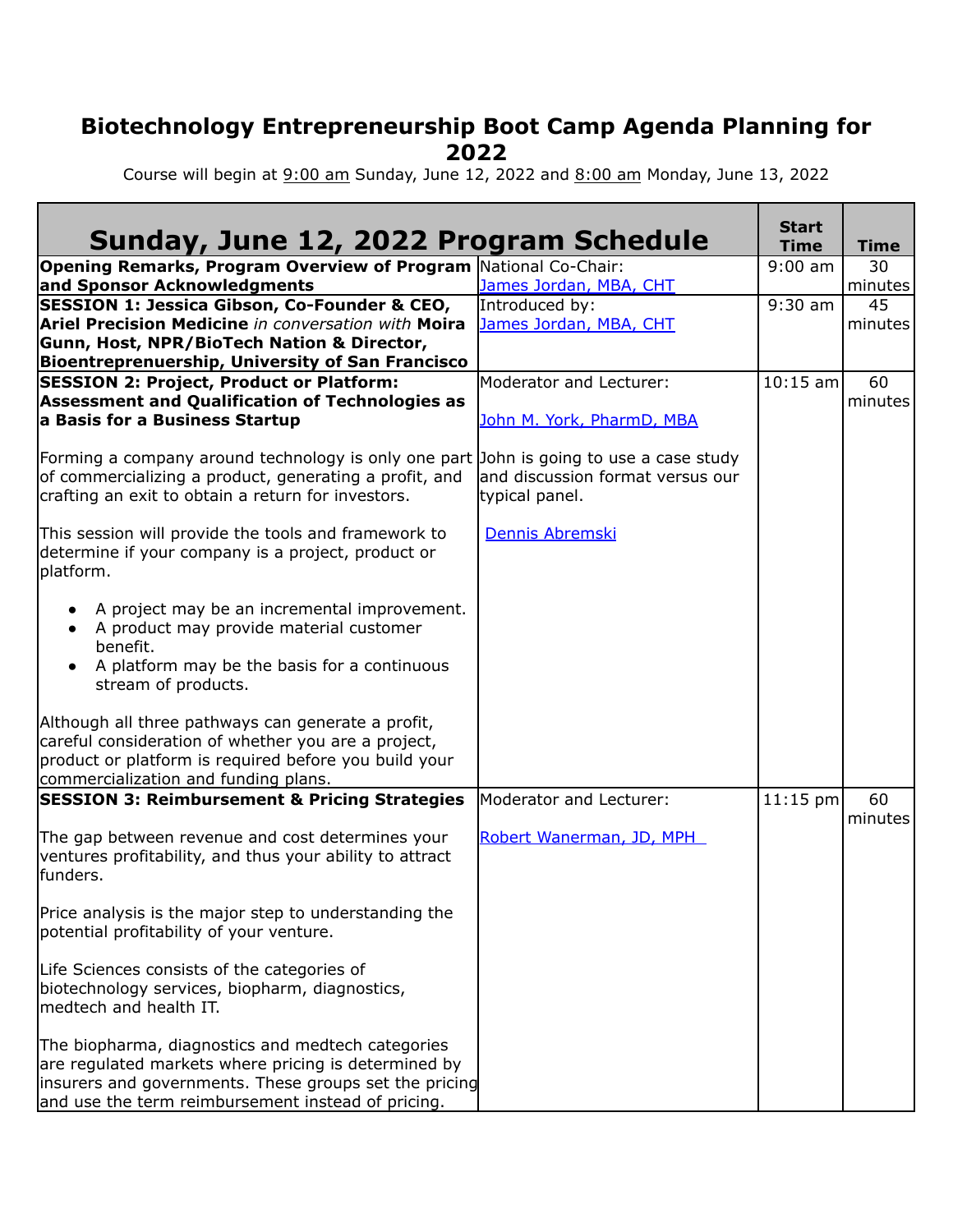# Biotechnology Entrepreneurship Boot Camp Agenda Planning for 2022

Course will begin at 9:00 am Sunday, June 12, 2022 and 8:00 am Monday, June 13, 2022

| Sunday, June 12, 2022 Program Schedule | | Start Time | Time |
|---|---|---|---|
| **Opening Remarks, Program Overview of Program and Sponsor Acknowledgments** | National Co-Chair: James Jordan, MBA, CHT | 9:00 am | 30 minutes |
| **SESSION 1: Jessica Gibson, Co-Founder & CEO, Ariel Precision Medicine** *in conversation with* **Moira Gunn, Host, NPR/BioTech Nation & Director, Bioentreprenuership, University of San Francisco** | Introduced by: James Jordan, MBA, CHT | 9:30 am | 45 minutes |
| **SESSION 2: Project, Product or Platform: Assessment and Qualification of Technologies as a Basis for a Business Startup**<br><br>Forming a company around technology is only one part of commercializing a product, generating a profit, and crafting an exit to obtain a return for investors.<br><br>This session will provide the tools and framework to determine if your company is a project, product or platform.<br><br>• A project may be an incremental improvement.<br>• A product may provide material customer benefit.<br>• A platform may be the basis for a continuous stream of products.<br><br>Although all three pathways can generate a profit, careful consideration of whether you are a project, product or platform is required before you build your commercialization and funding plans. | Moderator and Lecturer:<br><br>John M. York, PharmD, MBA<br><br>John is going to use a case study and discussion format versus our typical panel.<br><br>Dennis Abremski | 10:15 am | 60 minutes |
| **SESSION 3: Reimbursement & Pricing Strategies**<br><br>The gap between revenue and cost determines your ventures profitability, and thus your ability to attract funders.<br><br>Price analysis is the major step to understanding the potential profitability of your venture.<br><br>Life Sciences consists of the categories of biotechnology services, biopharm, diagnostics, medtech and health IT.<br><br>The biopharma, diagnostics and medtech categories are regulated markets where pricing is determined by insurers and governments. These groups set the pricing and use the term reimbursement instead of pricing. | Moderator and Lecturer:<br><br>Robert Wanerman, JD, MPH | 11:15 pm | 60 minutes |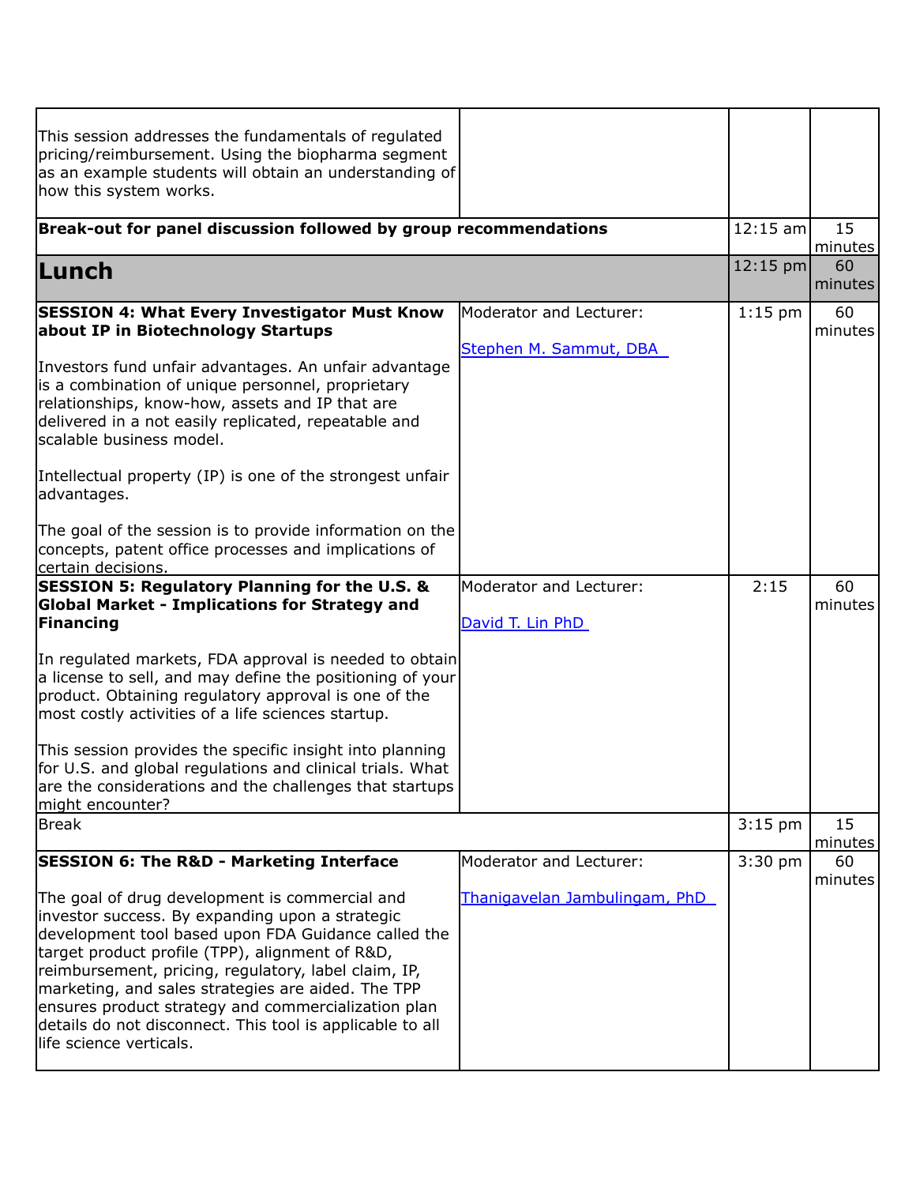| | | | |
|---|---|---|---|
| This session addresses the fundamentals of regulated pricing/reimbursement. Using the biopharma segment as an example students will obtain an understanding of how this system works. | | | |
| **Break-out for panel discussion followed by group recommendations** | | 12:15 am | 15 minutes |
| **Lunch** | | 12:15 pm | 60 minutes |
| **SESSION 4: What Every Investigator Must Know about IP in Biotechnology Startups**<br><br>Investors fund unfair advantages. An unfair advantage is a combination of unique personnel, proprietary relationships, know-how, assets and IP that are delivered in a not easily replicated, repeatable and scalable business model.<br><br>Intellectual property (IP) is one of the strongest unfair advantages.<br><br>The goal of the session is to provide information on the concepts, patent office processes and implications of certain decisions. | Moderator and Lecturer:<br><br>Stephen M. Sammut, DBA | 1:15 pm | 60 minutes |
| **SESSION 5: Regulatory Planning for the U.S. & Global Market - Implications for Strategy and Financing**<br><br>In regulated markets, FDA approval is needed to obtain a license to sell, and may define the positioning of your product. Obtaining regulatory approval is one of the most costly activities of a life sciences startup.<br><br>This session provides the specific insight into planning for U.S. and global regulations and clinical trials. What are the considerations and the challenges that startups might encounter? | Moderator and Lecturer:<br><br>David T. Lin PhD | 2:15 | 60 minutes |
| Break | | 3:15 pm | 15 minutes |
| **SESSION 6: The R&D - Marketing Interface**<br><br>The goal of drug development is commercial and investor success. By expanding upon a strategic development tool based upon FDA Guidance called the target product profile (TPP), alignment of R&D, reimbursement, pricing, regulatory, label claim, IP, marketing, and sales strategies are aided. The TPP ensures product strategy and commercialization plan details do not disconnect. This tool is applicable to all life science verticals. | Moderator and Lecturer:<br><br>Thanigavelan Jambulingam, PhD | 3:30 pm | 60 minutes |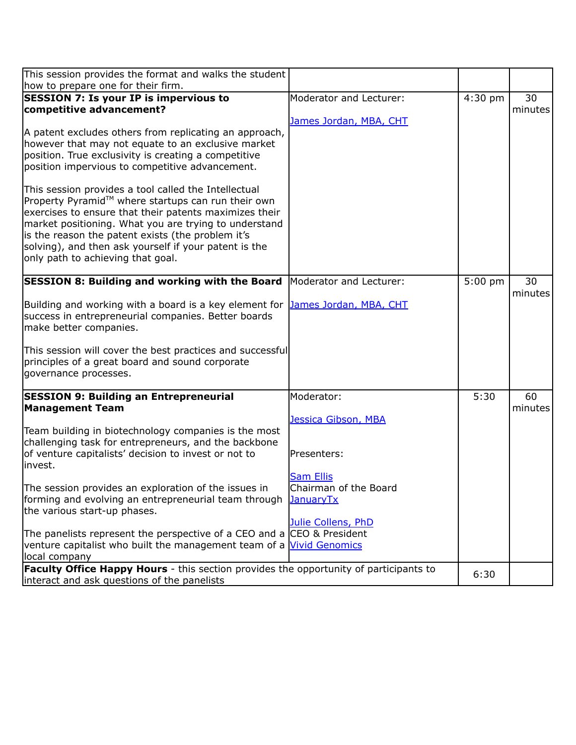| | | | |
|---|---|---|---|
| This session provides the format and walks the student how to prepare one for their firm. | | | |
| **SESSION 7: Is your IP is impervious to competitive advancement?**<br><br>A patent excludes others from replicating an approach, however that may not equate to an exclusive market position. True exclusivity is creating a competitive position impervious to competitive advancement.<br><br>This session provides a tool called the Intellectual Property Pyramid™ where startups can run their own exercises to ensure that their patents maximizes their market positioning. What you are trying to understand is the reason the patent exists (the problem it's solving), and then ask yourself if your patent is the only path to achieving that goal. | Moderator and Lecturer:<br><br>James Jordan, MBA, CHT | 4:30 pm | 30 minutes |
| **SESSION 8: Building and working with the Board**<br><br>Building and working with a board is a key element for success in entrepreneurial companies. Better boards make better companies.<br><br>This session will cover the best practices and successful principles of a great board and sound corporate governance processes. | Moderator and Lecturer:<br><br>James Jordan, MBA, CHT | 5:00 pm | 30 minutes |
| **SESSION 9: Building an Entrepreneurial Management Team**<br><br>Team building in biotechnology companies is the most challenging task for entrepreneurs, and the backbone of venture capitalists' decision to invest or not to invest.<br><br>The session provides an exploration of the issues in forming and evolving an entrepreneurial team through the various start-up phases.<br><br>The panelists represent the perspective of a CEO and a venture capitalist who built the management team of a local company | Moderator:<br><br>Jessica Gibson, MBA<br><br>Presenters:<br><br>Sam Ellis<br>Chairman of the Board<br>JanuaryTx<br><br>Julie Collens, PhD<br>CEO & President<br>Vivid Genomics | 5:30 | 60 minutes |
| **Faculty Office Happy Hours** - this section provides the opportunity of participants to interact and ask questions of the panelists | | 6:30 | |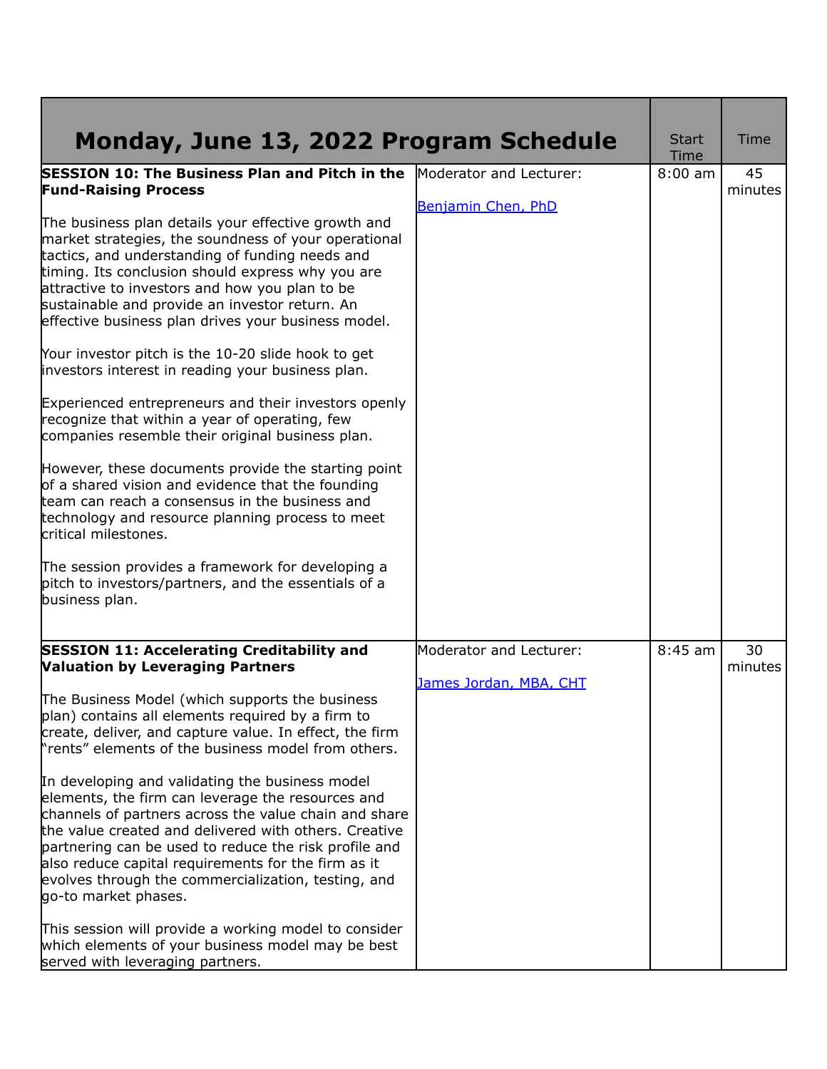| Monday, June 13, 2022 Program Schedule | | Start Time | Time |
|---|---|---|---|
| **SESSION 10: The Business Plan and Pitch in the Fund-Raising Process**<br><br>The business plan details your effective growth and market strategies, the soundness of your operational tactics, and understanding of funding needs and timing. Its conclusion should express why you are attractive to investors and how you plan to be sustainable and provide an investor return. An effective business plan drives your business model.<br><br>Your investor pitch is the 10-20 slide hook to get investors interest in reading your business plan.<br><br>Experienced entrepreneurs and their investors openly recognize that within a year of operating, few companies resemble their original business plan.<br><br>However, these documents provide the starting point of a shared vision and evidence that the founding team can reach a consensus in the business and technology and resource planning process to meet critical milestones.<br><br>The session provides a framework for developing a pitch to investors/partners, and the essentials of a business plan. | Moderator and Lecturer:<br><br>Benjamin Chen, PhD | 8:00 am | 45 minutes |
| **SESSION 11: Accelerating Creditability and Valuation by Leveraging Partners**<br><br>The Business Model (which supports the business plan) contains all elements required by a firm to create, deliver, and capture value. In effect, the firm "rents" elements of the business model from others.<br><br>In developing and validating the business model elements, the firm can leverage the resources and channels of partners across the value chain and share the value created and delivered with others. Creative partnering can be used to reduce the risk profile and also reduce capital requirements for the firm as it evolves through the commercialization, testing, and go-to market phases.<br><br>This session will provide a working model to consider which elements of your business model may be best served with leveraging partners. | Moderator and Lecturer:<br><br>James Jordan, MBA, CHT | 8:45 am | 30 minutes |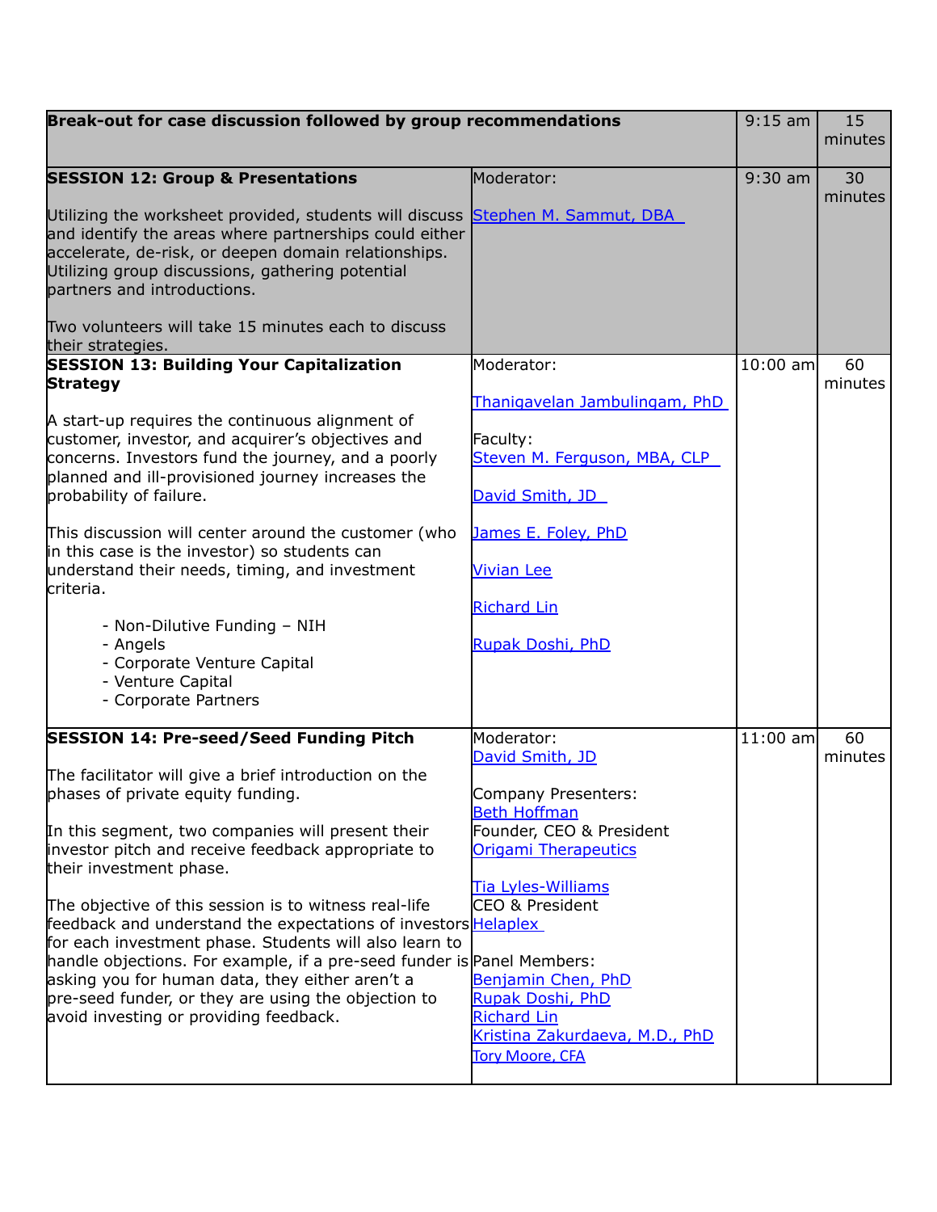| | | | |
|---|---|---|---|
| **Break-out for case discussion followed by group recommendations** | | 9:15 am | 15 minutes |
| **SESSION 12: Group & Presentations**<br><br>Utilizing the worksheet provided, students will discuss and identify the areas where partnerships could either accelerate, de-risk, or deepen domain relationships. Utilizing group discussions, gathering potential partners and introductions.<br><br>Two volunteers will take 15 minutes each to discuss their strategies. | Moderator:<br><br>Stephen M. Sammut, DBA | 9:30 am | 30 minutes |
| **SESSION 13: Building Your Capitalization Strategy**<br><br>A start-up requires the continuous alignment of customer, investor, and acquirer's objectives and concerns. Investors fund the journey, and a poorly planned and ill-provisioned journey increases the probability of failure.<br><br>This discussion will center around the customer (who in this case is the investor) so students can understand their needs, timing, and investment criteria.<br><br>- Non-Dilutive Funding – NIH<br>- Angels<br>- Corporate Venture Capital<br>- Venture Capital<br>- Corporate Partners | Moderator:<br><br>Thanigavelan Jambulingam, PhD<br><br>Faculty:<br>Steven M. Ferguson, MBA, CLP<br><br>David Smith, JD<br><br>James E. Foley, PhD<br><br>Vivian Lee<br><br>Richard Lin<br><br>Rupak Doshi, PhD | 10:00 am | 60 minutes |
| **SESSION 14: Pre-seed/Seed Funding Pitch**<br><br>The facilitator will give a brief introduction on the phases of private equity funding.<br><br>In this segment, two companies will present their investor pitch and receive feedback appropriate to their investment phase.<br><br>The objective of this session is to witness real-life feedback and understand the expectations of investors for each investment phase. Students will also learn to handle objections. For example, if a pre-seed funder is asking you for human data, they either aren't a pre-seed funder, or they are using the objection to avoid investing or providing feedback. | Moderator:<br>David Smith, JD<br><br>Company Presenters:<br>Beth Hoffman<br>Founder, CEO & President<br>Origami Therapeutics<br><br>Tia Lyles-Williams<br>CEO & President<br>Helaplex<br><br>Panel Members:<br>Benjamin Chen, PhD<br>Rupak Doshi, PhD<br>Richard Lin<br>Kristina Zakurdaeva, M.D., PhD<br>Tory Moore, CFA | 11:00 am | 60 minutes |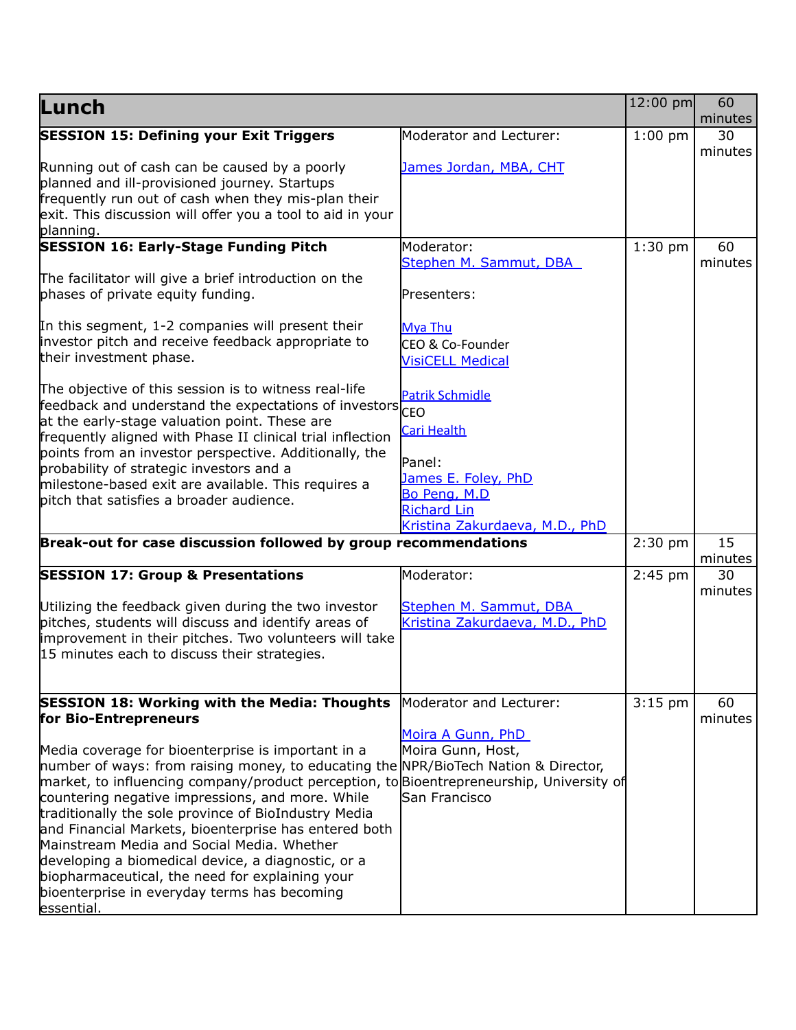| Lunch | | 12:00 pm | 60 minutes |
|---|---|---|---|
| **SESSION 15: Defining your Exit Triggers**<br><br>Running out of cash can be caused by a poorly planned and ill-provisioned journey. Startups frequently run out of cash when they mis-plan their exit. This discussion will offer you a tool to aid in your planning. | Moderator and Lecturer:<br><br>James Jordan, MBA, CHT | 1:00 pm | 30 minutes |
| **SESSION 16: Early-Stage Funding Pitch**<br><br>The facilitator will give a brief introduction on the phases of private equity funding.<br><br>In this segment, 1-2 companies will present their investor pitch and receive feedback appropriate to their investment phase.<br><br>The objective of this session is to witness real-life feedback and understand the expectations of investors at the early-stage valuation point. These are frequently aligned with Phase II clinical trial inflection points from an investor perspective. Additionally, the probability of strategic investors and a milestone-based exit are available. This requires a pitch that satisfies a broader audience. | Moderator:<br>Stephen M. Sammut, DBA<br><br>Presenters:<br><br>Mya Thu<br>CEO & Co-Founder<br>VisiCELL Medical<br><br>Patrik Schmidle<br>CEO<br>Cari Health<br><br>Panel:<br>James E. Foley, PhD<br>Bo Peng, M.D<br>Richard Lin<br>Kristina Zakurdaeva, M.D., PhD | 1:30 pm | 60 minutes |
| **Break-out for case discussion followed by group recommendations** | | 2:30 pm | 15 minutes |
| **SESSION 17: Group & Presentations**<br><br>Utilizing the feedback given during the two investor pitches, students will discuss and identify areas of improvement in their pitches. Two volunteers will take 15 minutes each to discuss their strategies. | Moderator:<br><br>Stephen M. Sammut, DBA<br>Kristina Zakurdaeva, M.D., PhD | 2:45 pm | 30 minutes |
| **SESSION 18: Working with the Media: Thoughts for Bio-Entrepreneurs**<br><br>Media coverage for bioenterprise is important in a number of ways: from raising money, to educating the market, to influencing company/product perception, to countering negative impressions, and more. While traditionally the sole province of BioIndustry Media and Financial Markets, bioenterprise has entered both Mainstream Media and Social Media. Whether developing a biomedical device, a diagnostic, or a biopharmaceutical, the need for explaining your bioenterprise in everyday terms has becoming essential. | Moderator and Lecturer:<br><br>Moira A Gunn, PhD<br>Moira Gunn, Host, NPR/BioTech Nation & Director, Bioentrepreneurship, University of San Francisco | 3:15 pm | 60 minutes |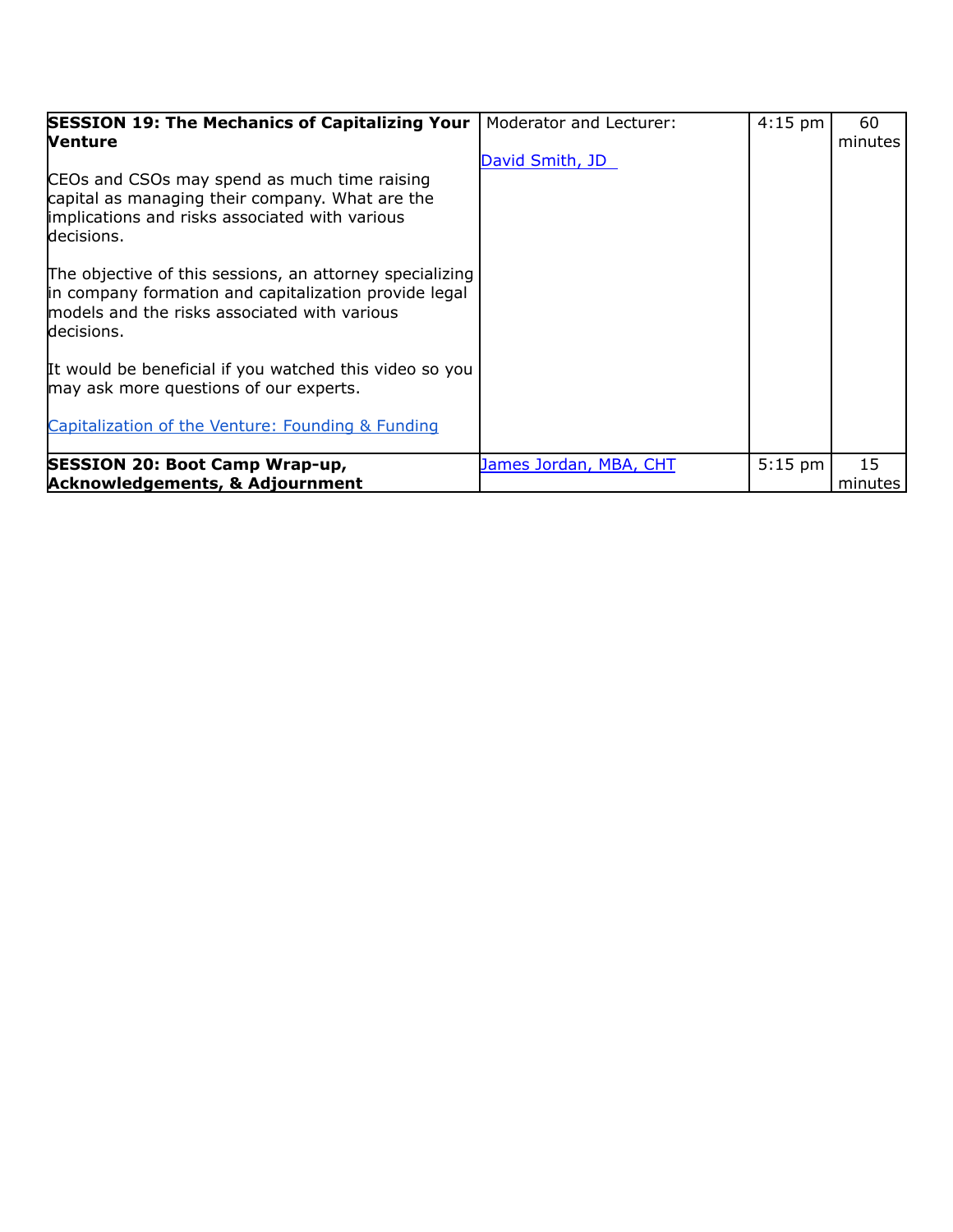| | | | |
|---|---|---|---|
| **SESSION 19: The Mechanics of Capitalizing Your Venture**<br><br>CEOs and CSOs may spend as much time raising capital as managing their company. What are the implications and risks associated with various decisions.<br><br>The objective of this sessions, an attorney specializing in company formation and capitalization provide legal models and the risks associated with various decisions.<br><br>It would be beneficial if you watched this video so you may ask more questions of our experts.<br><br>Capitalization of the Venture: Founding & Funding | Moderator and Lecturer:<br><br>David Smith, JD | 4:15 pm | 60 minutes |
| **SESSION 20: Boot Camp Wrap-up, Acknowledgements, & Adjournment** | James Jordan, MBA, CHT | 5:15 pm | 15 minutes |